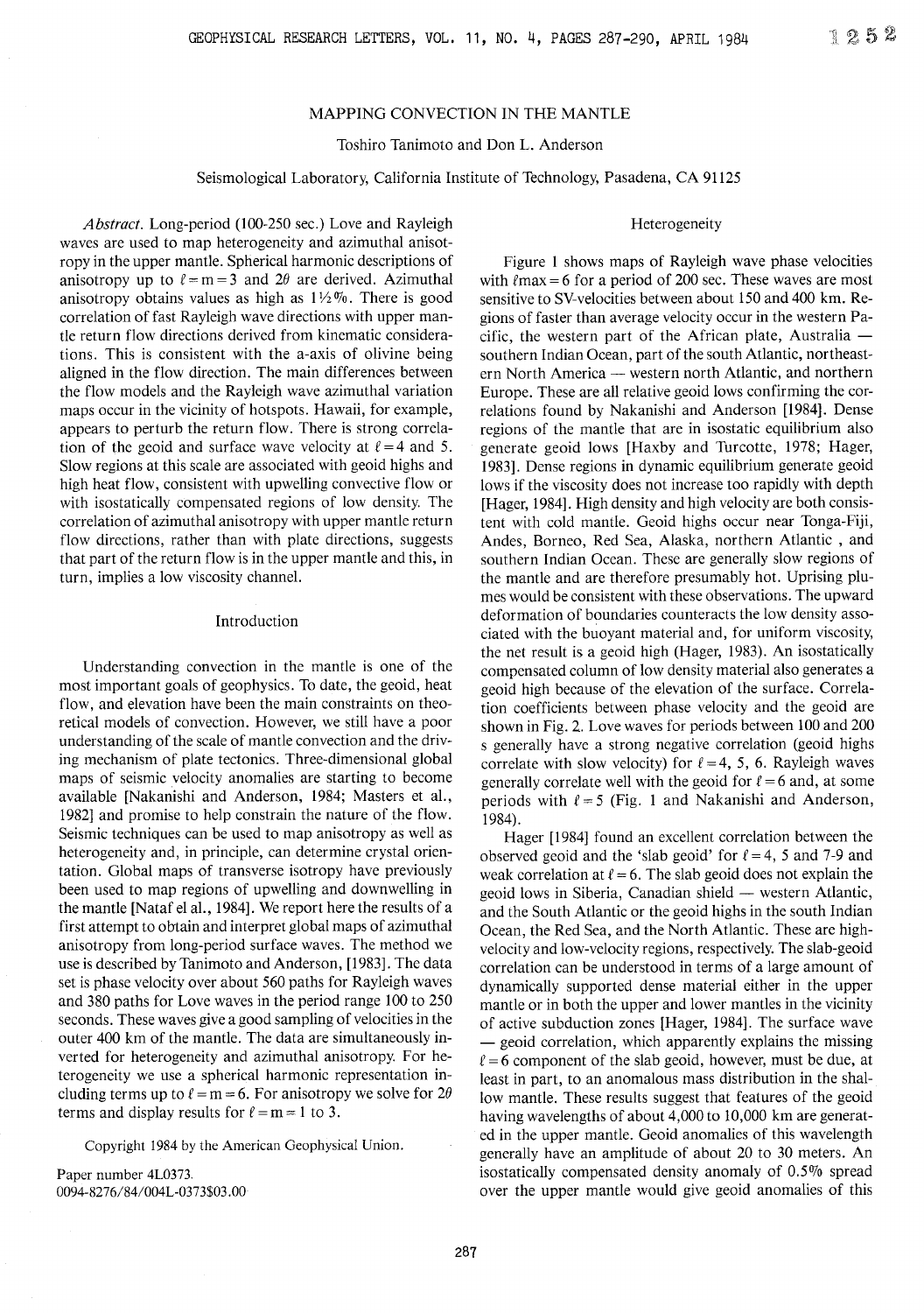# MAPPING CONVECTION IN THE MANTLE

Toshiro Tanimoto and Don L. Anderson

Seismological Laboratory, California Institute of Technology, Pasadena, CA 91125

*Abstract.* Long-period (100-250 sec.) Love and Rayleigh waves are used to map heterogeneity and azimuthal anisotropy in the upper mantle. Spherical harmonic descriptions of anisotropy up to $\ell = m = 3$ and $2\theta$ are derived. Azimuthal anisotropy obtains values as high as 1½%. There is good correlation of fast Rayleigh wave directions with upper mantle return flow directions derived from kinematic considerations. This is consistent with the a-axis of olivine being aligned in the flow direction. The main differences between the flow models and the Rayleigh wave azimuthal variation maps occur in the vicinity of hotspots. Hawaii, for example, appears to perturb the return flow. There is strong correlation of the geoid and surface wave velocity at $\ell = 4$ and 5. Slow regions at this scale are associated with geoid highs and high heat flow, consistent with upwelling convective flow or with isostatically compensated regions of low density. The correlation of azimuthal anisotropy with upper mantle return flow directions, rather than with plate directions, suggests that part of the return flow is in the upper mantle and this, in turn, implies a low viscosity channel.

## Introduction

Understanding convection in the mantle is one of the most important goals of geophysics. To date, the geoid, heat flow, and elevation have been the main constraints on theoretical models of convection. However, we still have a poor understanding of the scale of mantle convection and the driving mechanism of plate tectonics. Three-dimensional global maps of seismic velocity anomalies are starting to become available [Nakanishi and Anderson, 1984; Masters et al., 1982] and promise to help constrain the nature of the mantle. Seismic techniques can be used to map anisotropy as well as heterogeneity and, in principle, can determine crystal orientation. Global maps of transverse isotropy have previously been used to map regions of upwelling and downwelling in the mantle [Nataf el al., 1984]. We report here the results of a first attempt to obtain and interpret global maps of azimuthal anisotropy from long-period surface waves. The method we use is described by Tanimoto and Anderson, [1983]. The data set is phase velocity over about 560 paths for Rayleigh waves and 380 paths for Love waves in the period range 100 to 250 seconds. These waves give a good sampling of velocities in the outer 400 km of the mantle. The data are simultaneously inverted for heterogeneity and azimuthal anisotropy. For heterogeneity we use a spherical harmonic representation including terms up to $\ell = m = 6$. For anisotropy we solve for $2\theta$ terms and display results for $\ell = m = 1$ to 3.

Copyright 1984 by the American Geophysical Union.

Paper number 4L0373.
0094-8276/84/004L-0373$03.00

## Heterogeneity

Figure 1 shows maps of Rayleigh wave phase velocities with $\ell max = 6$ for a period of 200 sec. These waves are most sensitive to SV-velocities between about 150 and 400 km. Regions of faster than average velocity occur in the western Pacific, the western part of the African plate, Australia — southern Indian Ocean, part of the south Atlantic, northeastern North America — western north Atlantic, and northern Europe. These are all relative geoid lows confirming the correlations found by Nakanishi and Anderson [1984]. Dense regions of the mantle that are in isostatic equilibrium also generate geoid lows [Haxby and Turcotte, 1978; Hager, 1983]. Dense regions in dynamic equilibrium generate geoid lows if the viscosity does not increase too rapidly with depth [Hager, 1984]. High density and high velocity are both consistent with cold mantle. Geoid highs occur near Tonga-Fiji, Andes, Borneo, Red Sea, Alaska, northern Atlantic , and southern Indian Ocean. These are generally slow regions of the mantle and are therefore presumably hot. Uprising plumes would be consistent with these observations. The upward deformation of boundaries counteracts the low density associated with the buoyant material and, for uniform viscosity, the net result is a geoid high (Hager, 1983). An isostatically compensated column of low density material also generates a geoid high because of the elevation of the surface. Correlation coefficients between phase velocity and the geoid are shown in Fig. 2. Love waves for periods between 100 and 200 s generally have a strong negative correlation (geoid highs correlate with slow velocity) for $\ell = 4$, 5, 6. Rayleigh waves generally correlate well with the geoid for $\ell = 6$ and, at some periods with $\ell = 5$ (Fig. 1 and Nakanishi and Anderson, 1984).

Hager [1984] found an excellent correlation between the observed geoid and the 'slab geoid' for $\ell = 4$, 5 and 7-9 and weak correlation at $\ell = 6$. The slab geoid does not explain the geoid lows in Siberia, Canadian shield — western Atlantic, and the South Atlantic or the geoid highs in the south Indian Ocean, the Red Sea, and the North Atlantic. These are high-velocity and low-velocity regions, respectively. The slab-geoid correlation can be understood in terms of a large amount of dynamically supported dense material either in the upper mantle or in both the upper and lower mantles in the vicinity of active subduction zones [Hager, 1984]. The surface wave — geoid correlation, which apparently explains the missing $\ell = 6$ component of the slab geoid, however, must be due, at least in part, to an anomalous mass distribution in the shallow mantle. These results suggest that features of the geoid having wavelengths of about 4,000 to 10,000 km are generated in the upper mantle. Geoid anomalies of this wavelength generally have an amplitude of about 20 to 30 meters. An isostatically compensated density anomaly of 0.5% spread over the upper mantle would give geoid anomalies of this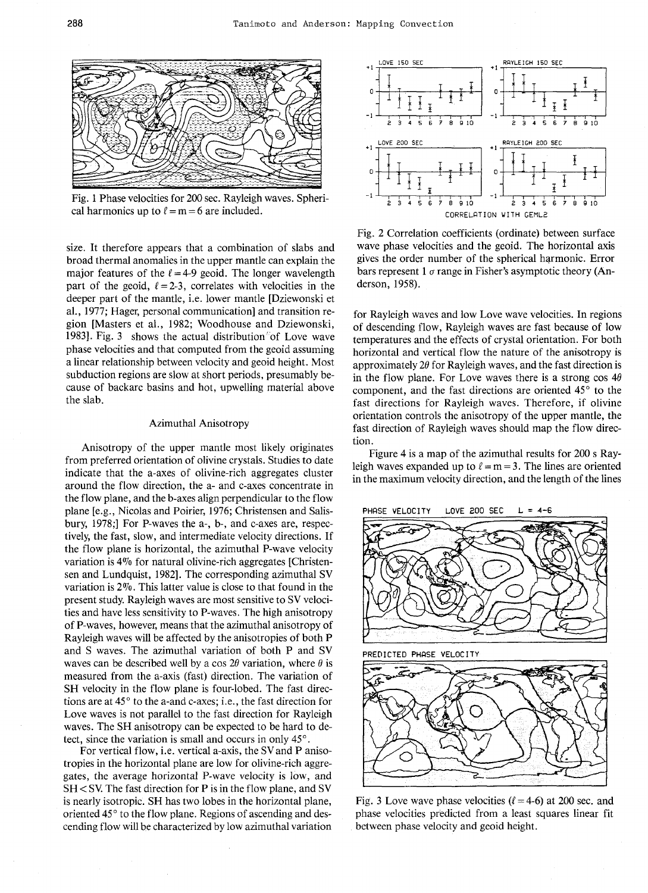Fig. 1 Phase velocities for 200 sec. Rayleigh waves. Spherical harmonics up to $\ell = m = 6$ are included.

size. It therefore appears that a combination of slabs and broad thermal anomalies in the upper mantle can explain the major features of the $\ell = 4$-9 geoid. The longer wavelength part of the geoid, $\ell = 2$-3, correlates with velocities in the deeper part of the mantle, i.e. lower mantle [Dziewonski et al., 1977; Hager, personal communication] and transition region [Masters et al., 1982; Woodhouse and Dziewonski, 1983]. Fig. 3 shows the actual distribution of Love wave phase velocities and that computed from the geoid assuming a linear relationship between velocity and geoid height. Most subduction regions are slow at short periods, presumably because of backarc basins and hot, upwelling material above the slab.

## Azimuthal Anisotropy

Anisotropy of the upper mantle most likely originates from preferred orientation of olivine crystals. Studies to date indicate that the a-axes of olivine-rich aggregates cluster around the flow direction, the a- and c-axes concentrate in the flow plane, and the b-axes align perpendicular to the flow plane [e.g., Nicolas and Poirier, 1976; Christensen and Salisbury, 1978;] For P-waves the a-, b-, and c-axes are, respectively, the fast, slow, and intermediate velocity directions. If the flow plane is horizontal, the azimuthal P-wave velocity variation is 4% for natural olivine-rich aggregates [Christensen and Lundquist, 1982]. The corresponding azimuthal SV variation is 2%. This latter value is close to that found in the present study. Rayleigh waves are most sensitive to SV velocities and have less sensitivity to P-waves. The high anisotropy of P-waves, however, means that the azimuthal anisotropy of Rayleigh waves will be affected by the anisotropies of both P and S waves. The azimuthal variation of both P and SV waves can be described well by a cos $2\theta$ variation, where $\theta$ is measured from the a-axis (fast) direction. The variation of SH velocity in the flow plane is four-lobed. The fast directions are at 45° to the a-and c-axes; i.e., the fast direction for Love waves is not parallel to the fast direction for Rayleigh waves. The SH anisotropy can be expected to be hard to detect, since the variation is small and occurs in only 45°.

For vertical flow, i.e. vertical a-axis, the SV and P anisotropies in the horizontal plane are low for olivine-rich aggregates, the average horizontal P-wave velocity is low, and SH < SV. The fast direction for P is in the flow plane, and SV is nearly isotropic. SH has two lobes in the horizontal plane, oriented 45° to the flow plane. Regions of ascending and descending flow will be characterized by low azimuthal variation for Rayleigh waves and low Love wave velocities. In regions of descending flow, Rayleigh waves are fast because of low temperatures and the effects of crystal orientation. For both horizontal and vertical flow the nature of the anisotropy is approximately $2\theta$ for Rayleigh waves, and the fast direction is in the flow plane. For Love waves there is a strong cos $4\theta$ component, and the fast directions are oriented 45° to the fast directions for Rayleigh waves. Therefore, if olivine orientation controls the anisotropy of the upper mantle, the fast direction of Rayleigh waves should map the flow direction.

Figure 4 is a map of the azimuthal results for 200 s Rayleigh waves expanded up to $\ell = m = 3$. The lines are oriented in the maximum velocity direction, and the length of the lines

Fig. 2 Correlation coefficients (ordinate) between surface wave phase velocities and the geoid. The horizontal axis gives the order number of the spherical harmonic. Error bars represent 1 $\sigma$ range in Fisher's asymptotic theory (Anderson, 1958).

Fig. 3 Love wave phase velocities ($\ell = 4$-6) at 200 sec. and phase velocities predicted from a least squares linear fit between phase velocity and geoid height.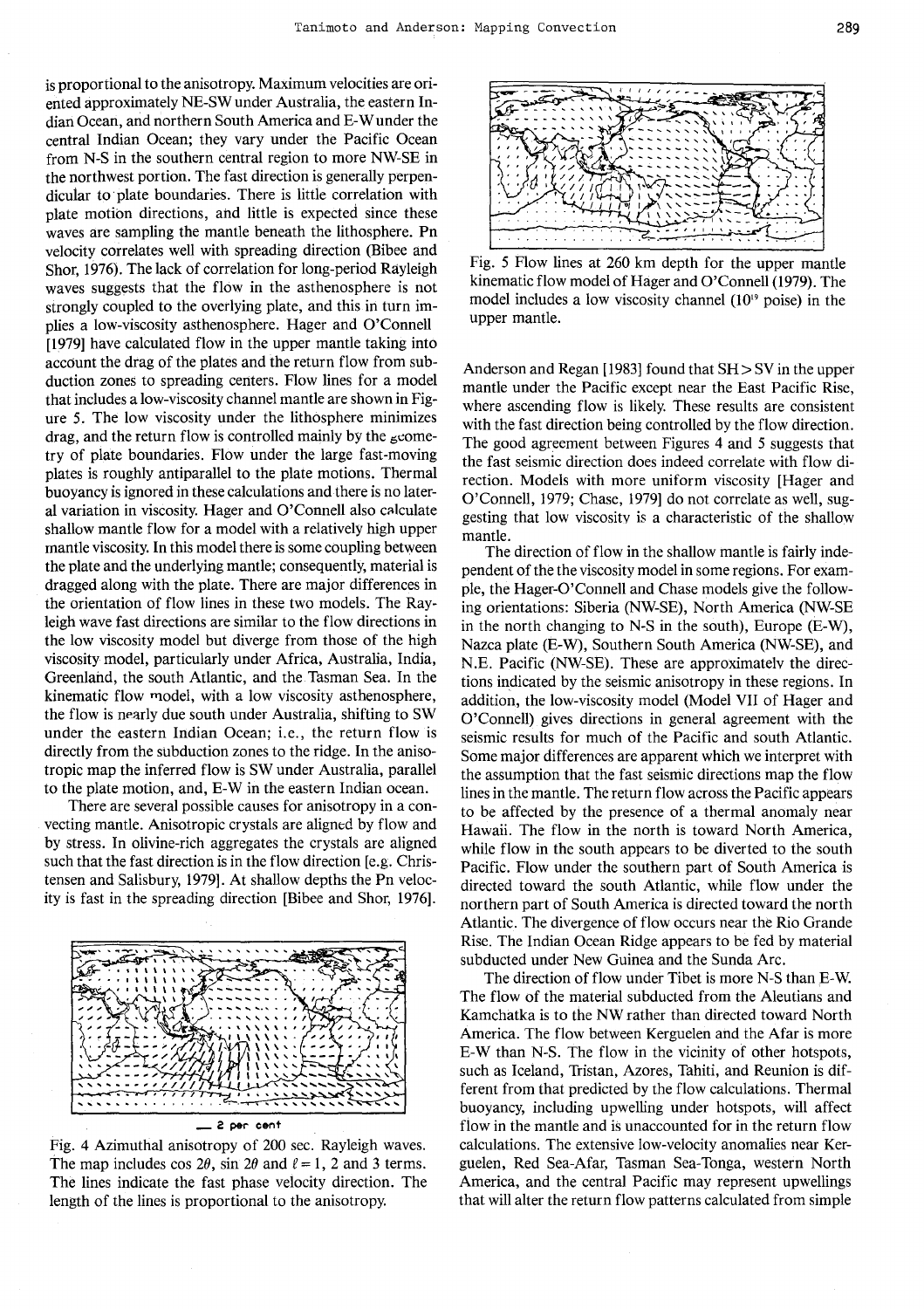is proportional to the anisotropy. Maximum velocities are oriented approximately NE-SW under Australia, the eastern Indian Ocean, and northern South America and E-W under the central Indian Ocean; they vary under the Pacific Ocean from N-S in the southern central region to more NW-SE in the northwest portion. The fast direction is generally perpendicular to plate boundaries. There is little correlation with plate motion directions, and little is expected since these waves are sampling the mantle beneath the lithosphere. Pn velocity correlates well with spreading direction (Bibee and Shor, 1976). The lack of correlation for long-period Rayleigh waves suggests that the flow in the asthenosphere is not strongly coupled to the overlying plate, and this in turn implies a low-viscosity asthenosphere. Hager and O'Connell [1979] have calculated flow in the upper mantle taking into account the drag of the plates and the return flow from subduction zones to spreading centers. Flow lines for a model that includes a low-viscosity channel mantle are shown in Figure 5. The low viscosity under the lithosphere minimizes drag, and the return flow is controlled mainly by the geometry of plate boundaries. Flow under the large fast-moving plates is roughly antiparallel to the plate motions. Thermal buoyancy is ignored in these calculations and there is no lateral variation in viscosity. Hager and O'Connell also calculate shallow mantle flow for a model with a relatively high upper mantle viscosity. In this model there is some coupling between the plate and the underlying mantle; consequently, material is dragged along with the plate. There are major differences in the orientation of flow lines in these two models. The Rayleigh wave fast directions are similar to the flow directions in the low viscosity model but diverge from those of the high viscosity model, particularly under Africa, Australia, India, Greenland, the south Atlantic, and the Tasman Sea. In the kinematic flow model, with a low viscosity asthenosphere, the flow is nearly due south under Australia, shifting to SW under the eastern Indian Ocean; i.e., the return flow is directly from the subduction zones to the ridge. In the anisotropic map the inferred flow is SW under Australia, parallel to the plate motion, and, E-W in the eastern Indian ocean.

There are several possible causes for anisotropy in a convecting mantle. Anisotropic crystals are aligned by flow and by stress. In olivine-rich aggregates the crystals are aligned such that the fast direction is in the flow direction [e.g. Christensen and Salisbury, 1979]. At shallow depths the Pn velocity is fast in the spreading direction [Bibee and Shor, 1976].

— 2 per cent

Fig. 4 Azimuthal anisotropy of 200 sec. Rayleigh waves. The map includes cos 2$\theta$, sin 2$\theta$ and $\ell = 1$, 2 and 3 terms. The lines indicate the fast phase velocity direction. The length of the lines is proportional to the anisotropy.

Fig. 5 Flow lines at 260 km depth for the upper mantle kinematic flow model of Hager and O'Connell (1979). The model includes a low viscosity channel ($10^{19}$ poise) in the upper mantle.

Anderson and Regan [1983] found that SH > SV in the upper mantle under the Pacific except near the East Pacific Rise, where ascending flow is likely. These results are consistent with the fast direction being controlled by the flow direction. The good agreement between Figures 4 and 5 suggests that the fast seismic direction does indeed correlate with flow direction. Models with more uniform viscosity [Hager and O'Connell, 1979; Chase, 1979] do not correlate as well, suggesting that low viscosity is a characteristic of the shallow mantle.

The direction of flow in the shallow mantle is fairly independent of the viscosity model in some regions. For example, the Hager-O'Connell and Chase models give the following orientations: Siberia (NW-SE), North America (NW-SE in the north changing to N-S in the south), Europe (E-W), Nazca plate (E-W), Southern South America (NW-SE), and N.E. Pacific (NW-SE). These are approximately the directions indicated by the seismic anisotropy in these regions. In addition, the low-viscosity model (Model VII of Hager and O'Connell) gives directions in general agreement with the seismic results for much of the Pacific and south Atlantic. Some major differences are apparent which we interpret with the assumption that the fast seismic directions map the flow lines in the mantle. The return flow across the Pacific appears to be affected by the presence of a thermal anomaly near Hawaii. The flow in the north is toward North America, while flow in the south appears to be diverted to the south Pacific. Flow under the southern part of South America is directed toward the south Atlantic, while flow under the northern part of South America is directed toward the north Atlantic. The divergence of flow occurs near the Rio Grande Rise. The Indian Ocean Ridge appears to be fed by material subducted under New Guinea and the Sunda Arc.

The direction of flow under Tibet is more N-S than E-W. The flow of the material subducted from the Aleutians and Kamchatka is to the NW rather than directed toward North America. The flow between Kerguelen and the Afar is more E-W than N-S. The flow in the vicinity of other hotspots, such as Iceland, Tristan, Azores, Tahiti, and Reunion is different from that predicted by the flow calculations. Thermal buoyancy, including upwelling under hotspots, will affect flow in the mantle and is unaccounted for in the return flow calculations. The extensive low-velocity anomalies near Kerguelen, Red Sea-Afar, Tasman Sea-Tonga, western North America, and the central Pacific may represent upwellings that will alter the return flow patterns calculated from simple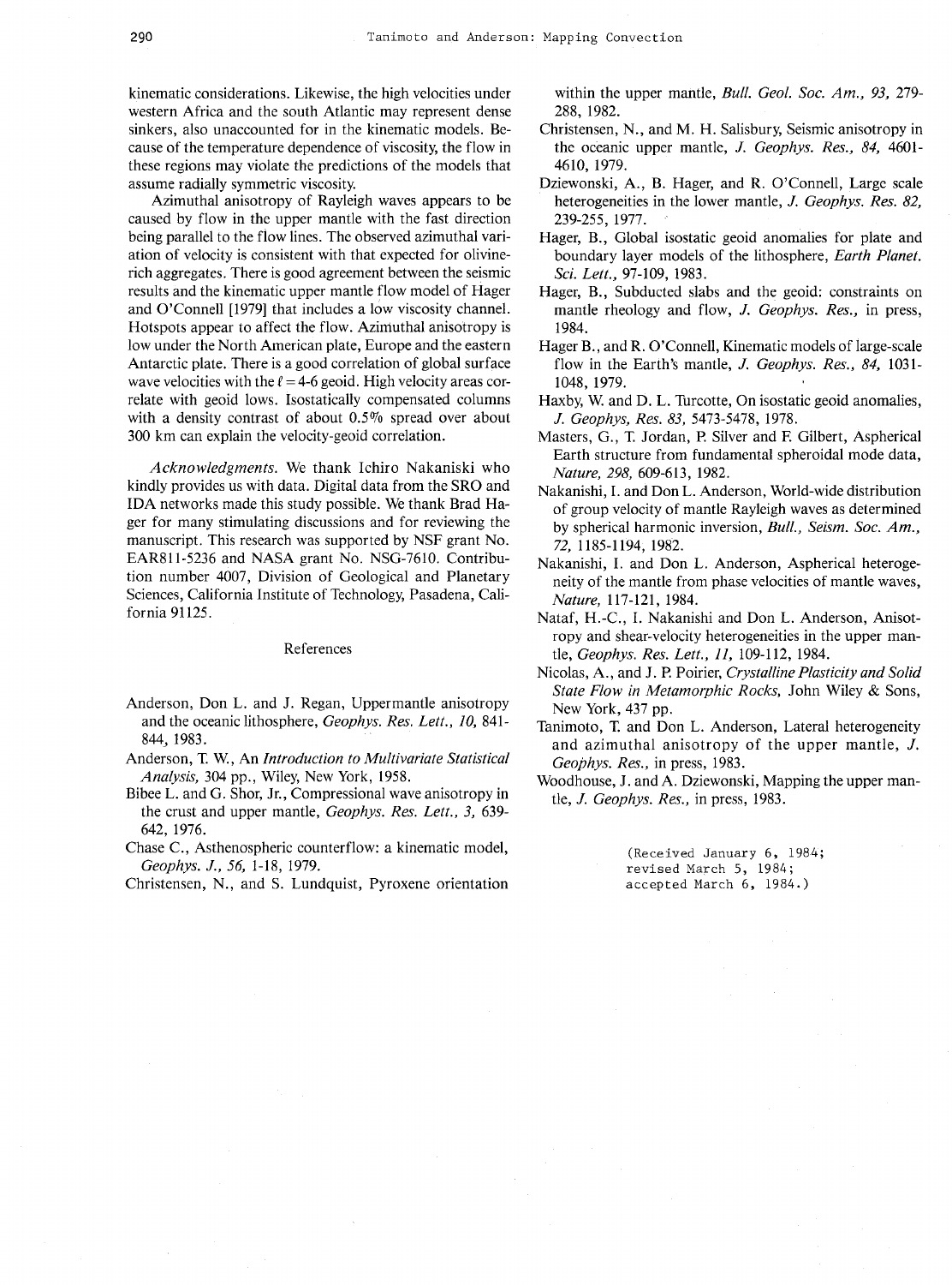kinematic considerations. Likewise, the high velocities under western Africa and the south Atlantic may represent dense sinkers, also unaccounted for in the kinematic models. Because of the temperature dependence of viscosity, the flow in these regions may violate the predictions of the models that assume radially symmetric viscosity.

Azimuthal anisotropy of Rayleigh waves appears to be caused by flow in the upper mantle with the fast direction being parallel to the flow lines. The observed azimuthal variation of velocity is consistent with that expected for olivine-rich aggregates. There is good agreement between the seismic results and the kinematic upper mantle flow model of Hager and O'Connell [1979] that includes a low viscosity channel. Hotspots appear to affect the flow. Azimuthal anisotropy is low under the North American plate, Europe and the eastern Antarctic plate. There is a good correlation of global surface wave velocities with the $\ell = 4$-6 geoid. High velocity areas correlate with geoid lows. Isostatically compensated columns with a density contrast of about 0.5% spread over about 300 km can explain the velocity-geoid correlation.

*Acknowledgments.* We thank Ichiro Nakaniski who kindly provides us with data. Digital data from the SRO and IDA networks made this study possible. We thank Brad Hager for many stimulating discussions and for reviewing the manuscript. This research was supported by NSF grant No. EAR811-5236 and NASA grant No. NSG-7610. Contribution number 4007, Division of Geological and Planetary Sciences, California Institute of Technology, Pasadena, California 91125.

## References

Anderson, Don L. and J. Regan, Uppermantle anisotropy and the oceanic lithosphere, *Geophys. Res. Lett., 10,* 841-844, 1983.

Anderson, T. W., An *Introduction to Multivariate Statistical Analysis,* 304 pp., Wiley, New York, 1958.

Bibee L. and G. Shor, Jr., Compressional wave anisotropy in the crust and upper mantle, *Geophys. Res. Lett., 3,* 639-642, 1976.

Chase C., Asthenospheric counterflow: a kinematic model, *Geophys. J., 56,* 1-18, 1979.

Christensen, N., and S. Lundquist, Pyroxene orientation within the upper mantle, *Bull. Geol. Soc. Am., 93,* 279-288, 1982.

Christensen, N., and M. H. Salisbury, Seismic anisotropy in the oceanic upper mantle, *J. Geophys. Res., 84,* 4601-4610, 1979.

Dziewonski, A., B. Hager, and R. O'Connell, Large scale heterogeneities in the lower mantle, *J. Geophys. Res. 82,* 239-255, 1977.

Hager, B., Global isostatic geoid anomalies for plate and boundary layer models of the lithosphere, *Earth Planet. Sci. Lett.,* 97-109, 1983.

Hager, B., Subducted slabs and the geoid: constraints on mantle rheology and flow, *J. Geophys. Res.,* in press, 1984.

Hager B., and R. O'Connell, Kinematic models of large-scale flow in the Earth's mantle, *J. Geophys. Res., 84,* 1031-1048, 1979.

Haxby, W. and D. L. Turcotte, On isostatic geoid anomalies, *J. Geophys, Res. 83,* 5473-5478, 1978.

Masters, G., T. Jordan, P. Silver and F. Gilbert, Aspherical Earth structure from fundamental spheroidal mode data, *Nature, 298,* 609-613, 1982.

Nakanishi, I. and Don L. Anderson, World-wide distribution of group velocity of mantle Rayleigh waves as determined by spherical harmonic inversion, *Bull., Seism. Soc. Am., 72,* 1185-1194, 1982.

Nakanishi, I. and Don L. Anderson, Aspherical heterogeneity of the mantle from phase velocities of mantle waves, *Nature,* 117-121, 1984.

Nataf, H.-C., I. Nakanishi and Don L. Anderson, Anisotropy and shear-velocity heterogeneities in the upper mantle, *Geophys. Res. Lett., 11,* 109-112, 1984.

Nicolas, A., and J. P. Poirier, *Crystalline Plasticity and Solid State Flow in Metamorphic Rocks,* John Wiley & Sons, New York, 437 pp.

Tanimoto, T. and Don L. Anderson, Lateral heterogeneity and azimuthal anisotropy of the upper mantle, *J. Geophys. Res.,* in press, 1983.

Woodhouse, J. and A. Dziewonski, Mapping the upper mantle, *J. Geophys. Res.,* in press, 1983.

(Received January 6, 1984;
revised March 5, 1984;
accepted March 6, 1984.)